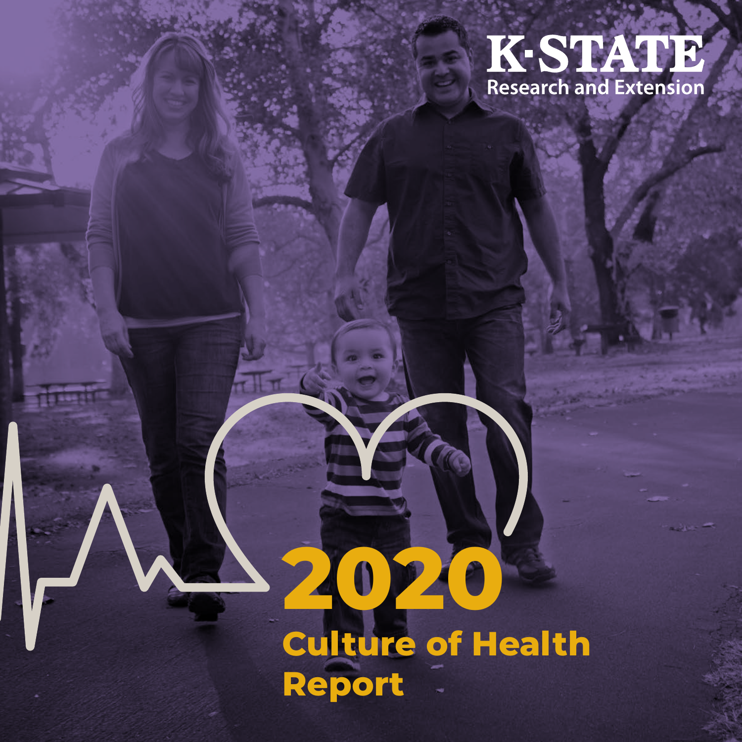K·STATE
Research and Extension

# 2020 Culture of Health Report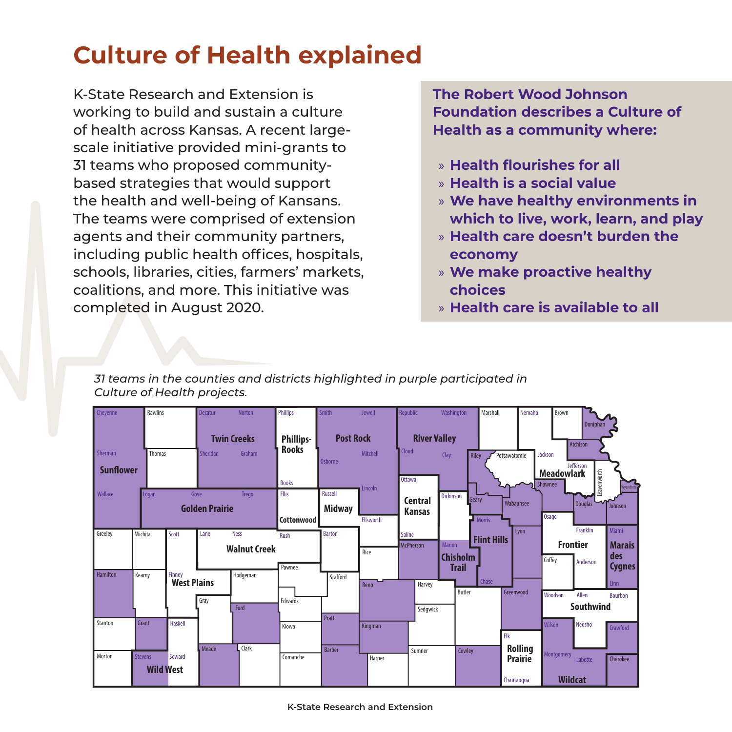# Culture of Health explained

K-State Research and Extension is working to build and sustain a culture of health across Kansas. A recent large-scale initiative provided mini-grants to 31 teams who proposed community-based strategies that would support the health and well-being of Kansans. The teams were comprised of extension agents and their community partners, including public health offices, hospitals, schools, libraries, cities, farmers' markets, coalitions, and more. This initiative was completed in August 2020.

**The Robert Wood Johnson Foundation describes a Culture of Health as a community where:**

- **Health flourishes for all**
- **Health is a social value**
- **We have healthy environments in which to live, work, learn, and play**
- **Health care doesn't burden the economy**
- **We make proactive healthy choices**
- **Health care is available to all**

*31 teams in the counties and districts highlighted in purple participated in Culture of Health projects.*

Cheyenne, Rawlins, Decatur, Norton, Phillips, Smith, Jewell, Republic, Washington, Marshall, Nemaha, Brown, Doniphan, Sherman, Thomas, Sheridan, Graham, Rooks, Osborne, Mitchell, Cloud, Clay, Riley, Pottawatomie, Jackson, Atchison, Jefferson, Leavenworth, Wyandotte, Wallace, Logan, Gove, Trego, Ellis, Russell, Lincoln, Ottawa, Dickinson, Geary, Wabaunsee, Shawnee, Douglas, Johnson, Greeley, Wichita, Scott, Lane, Ness, Rush, Barton, Ellsworth, Saline, Morris, Lyon, Osage, Franklin, Miami, Rice, McPherson, Marion, Chase, Coffey, Anderson, Linn, Hamilton, Kearny, Finney, Hodgeman, Pawnee, Stafford, Reno, Harvey, Butler, Greenwood, Woodson, Allen, Bourbon, Gray, Ford, Edwards, Sedgwick, Stanton, Grant, Haskell, Kiowa, Pratt, Kingman, Elk, Wilson, Neosho, Crawford, Morton, Stevens, Seward, Meade, Clark, Comanche, Barber, Harper, Sumner, Cowley, Chautauqua, Montgomery, Labette, Cherokee

Sunflower, Twin Creeks, Phillips-Rooks, Post Rock, River Valley, Meadowlark, Golden Prairie, Cottonwood, Midway, Central Kansas, Flint Hills, Walnut Creek, Chisholm Trail, Frontier, Marais des Cygnes, West Plains, Southwind, Rolling Prairie, Wild West, Wildcat

K-State Research and Extension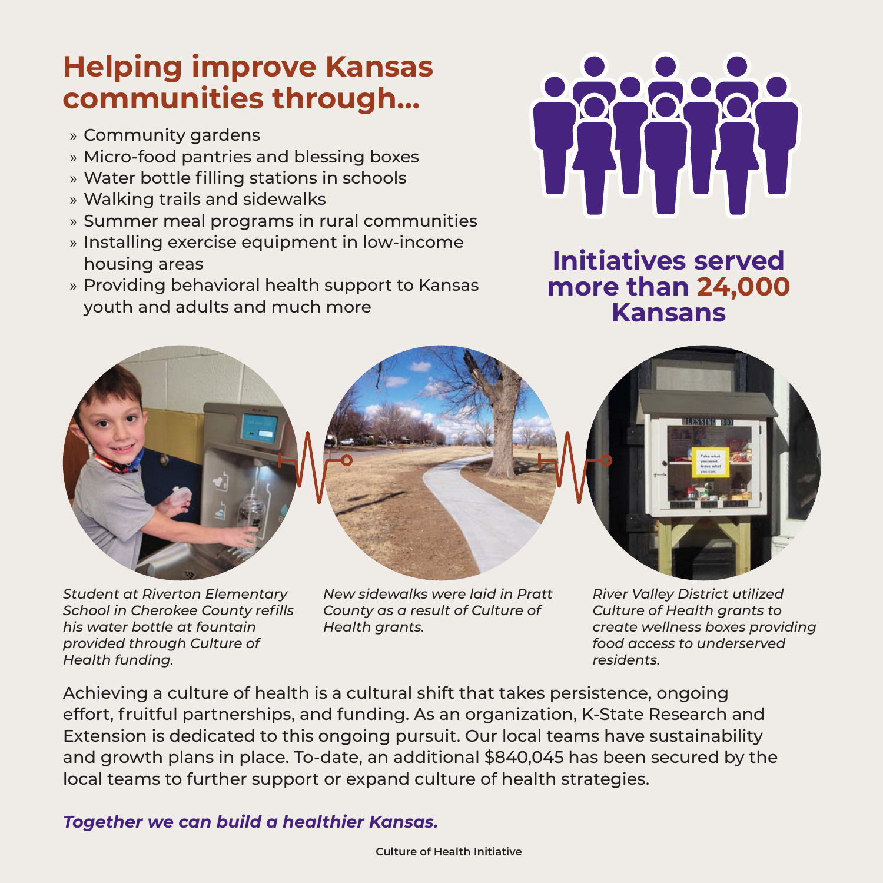# Helping improve Kansas communities through...

- Community gardens
- Micro-food pantries and blessing boxes
- Water bottle filling stations in schools
- Walking trails and sidewalks
- Summer meal programs in rural communities
- Installing exercise equipment in low-income housing areas
- Providing behavioral health support to Kansas youth and adults and much more

## Initiatives served more than 24,000 Kansans

*Student at Riverton Elementary School in Cherokee County refills his water bottle at fountain provided through Culture of Health funding.*

*New sidewalks were laid in Pratt County as a result of Culture of Health grants.*

*River Valley District utilized Culture of Health grants to create wellness boxes providing food access to underserved residents.*

Achieving a culture of health is a cultural shift that takes persistence, ongoing effort, fruitful partnerships, and funding. As an organization, K-State Research and Extension is dedicated to this ongoing pursuit. Our local teams have sustainability and growth plans in place. To-date, an additional $840,045 has been secured by the local teams to further support or expand culture of health strategies.

***Together we can build a healthier Kansas.***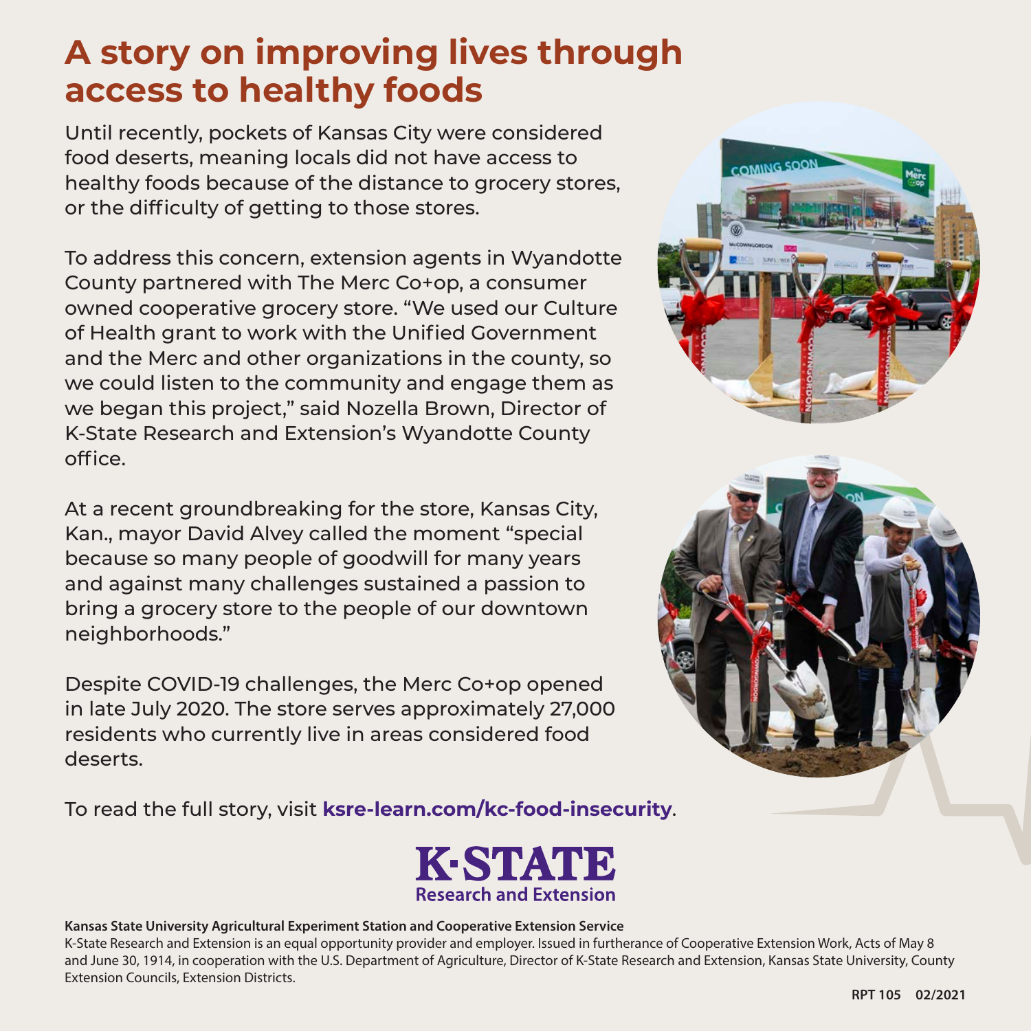# A story on improving lives through access to healthy foods

Until recently, pockets of Kansas City were considered food deserts, meaning locals did not have access to healthy foods because of the distance to grocery stores, or the difficulty of getting to those stores.

To address this concern, extension agents in Wyandotte County partnered with The Merc Co+op, a consumer owned cooperative grocery store. "We used our Culture of Health grant to work with the Unified Government and the Merc and other organizations in the county, so we could listen to the community and engage them as we began this project," said Nozella Brown, Director of K-State Research and Extension's Wyandotte County office.

At a recent groundbreaking for the store, Kansas City, Kan., mayor David Alvey called the moment "special because so many people of goodwill for many years and against many challenges sustained a passion to bring a grocery store to the people of our downtown neighborhoods."

Despite COVID-19 challenges, the Merc Co+op opened in late July 2020. The store serves approximately 27,000 residents who currently live in areas considered food deserts.

To read the full story, visit **ksre-learn.com/kc-food-insecurity**.

**K·STATE**
**Research and Extension**

**Kansas State University Agricultural Experiment Station and Cooperative Extension Service**

K-State Research and Extension is an equal opportunity provider and employer. Issued in furtherance of Cooperative Extension Work, Acts of May 8 and June 30, 1914, in cooperation with the U.S. Department of Agriculture, Director of K-State Research and Extension, Kansas State University, County Extension Councils, Extension Districts.

**RPT 105 02/2021**